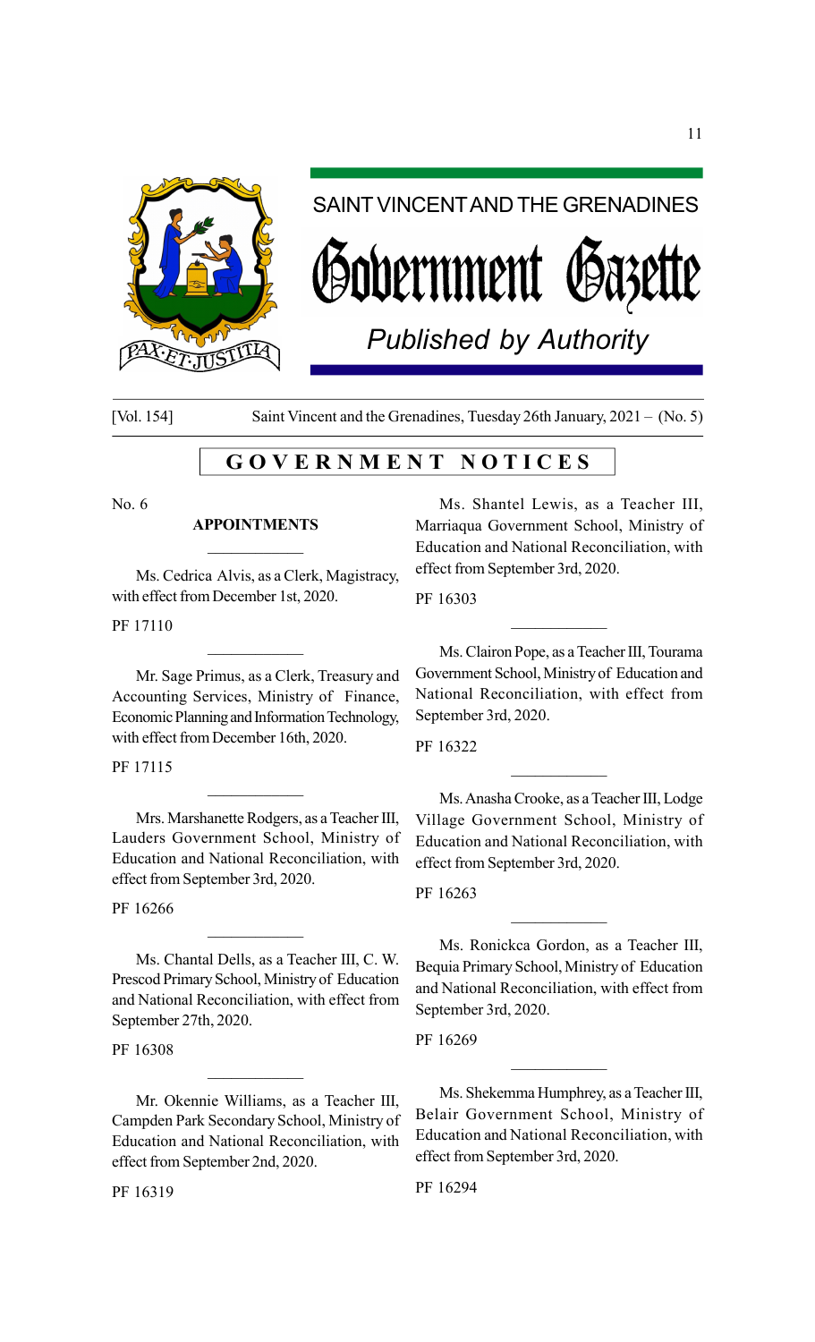# SAINT VINCENT AND THE GRENADINES

# Government Gazette

*Published by Authority*

[Vol. 154] Saint Vincent and the Grenadines, Tuesday 26th January, 2021 – (No. 5)

## GOVERNMENT NOTICES

No. 6

### APPOINTMENTS

Ms. Cedrica Alvis, as a Clerk, Magistracy, with effect from December 1st, 2020.

PF 17110

Mr. Sage Primus, as a Clerk, Treasury and Accounting Services, Ministry of Finance, Economic Planning and Information Technology, with effect from December 16th, 2020.

PF 17115

Mrs. Marshanette Rodgers, as a Teacher III, Lauders Government School, Ministry of Education and National Reconciliation, with effect from September 3rd, 2020.

PF 16266

Ms. Chantal Dells, as a Teacher III, C. W. Prescod Primary School, Ministry of Education and National Reconciliation, with effect from September 27th, 2020.

PF 16308

Mr. Okennie Williams, as a Teacher III, Campden Park Secondary School, Ministry of Education and National Reconciliation, with effect from September 2nd, 2020.

PF 16319

Ms. Shantel Lewis, as a Teacher III, Marriaqua Government School, Ministry of Education and National Reconciliation, with effect from September 3rd, 2020.

PF 16303

Ms. Clairon Pope, as a Teacher III, Tourama Government School, Ministry of Education and National Reconciliation, with effect from September 3rd, 2020.

PF 16322

Ms. Anasha Crooke, as a Teacher III, Lodge Village Government School, Ministry of Education and National Reconciliation, with effect from September 3rd, 2020.

PF 16263

Ms. Ronickca Gordon, as a Teacher III, Bequia Primary School, Ministry of Education and National Reconciliation, with effect from September 3rd, 2020.

PF 16269

Ms. Shekemma Humphrey, as a Teacher III, Belair Government School, Ministry of Education and National Reconciliation, with effect from September 3rd, 2020.

PF 16294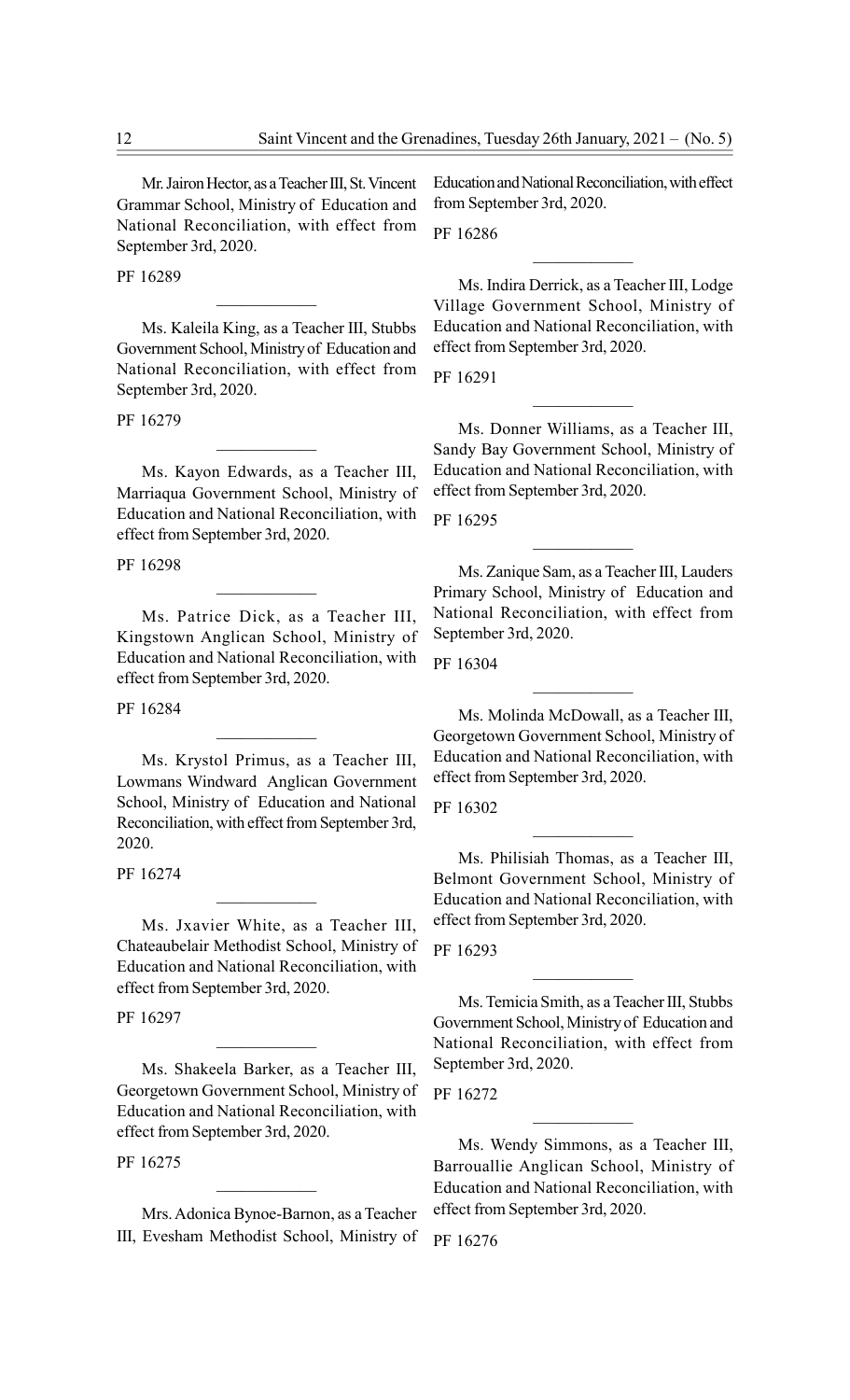Mr. Jairon Hector, as a Teacher III, St. Vincent Grammar School, Ministry of Education and National Reconciliation, with effect from September 3rd, 2020.

PF 16289

---

Ms. Kaleila King, as a Teacher III, Stubbs Government School, Ministry of Education and National Reconciliation, with effect from September 3rd, 2020.

PF 16279

---

Ms. Kayon Edwards, as a Teacher III, Marriaqua Government School, Ministry of Education and National Reconciliation, with effect from September 3rd, 2020.

PF 16298

---

Ms. Patrice Dick, as a Teacher III, Kingstown Anglican School, Ministry of Education and National Reconciliation, with effect from September 3rd, 2020.

PF 16284

---

Ms. Krystol Primus, as a Teacher III, Lowmans Windward Anglican Government School, Ministry of Education and National Reconciliation, with effect from September 3rd, 2020.

PF 16274

---

Ms. Jxavier White, as a Teacher III, Chateaubelair Methodist School, Ministry of Education and National Reconciliation, with effect from September 3rd, 2020.

PF 16297

---

Ms. Shakeela Barker, as a Teacher III, Georgetown Government School, Ministry of Education and National Reconciliation, with effect from September 3rd, 2020.

PF 16275

---

Mrs. Adonica Bynoe-Barnon, as a Teacher III, Evesham Methodist School, Ministry of Education and National Reconciliation, with effect from September 3rd, 2020.

PF 16286

---

Ms. Indira Derrick, as a Teacher III, Lodge Village Government School, Ministry of Education and National Reconciliation, with effect from September 3rd, 2020.

PF 16291

---

Ms. Donner Williams, as a Teacher III, Sandy Bay Government School, Ministry of Education and National Reconciliation, with effect from September 3rd, 2020.

PF 16295

---

Ms. Zanique Sam, as a Teacher III, Lauders Primary School, Ministry of Education and National Reconciliation, with effect from September 3rd, 2020.

PF 16304

---

Ms. Molinda McDowall, as a Teacher III, Georgetown Government School, Ministry of Education and National Reconciliation, with effect from September 3rd, 2020.

PF 16302

---

Ms. Philisiah Thomas, as a Teacher III, Belmont Government School, Ministry of Education and National Reconciliation, with effect from September 3rd, 2020.

PF 16293

---

Ms. Temicia Smith, as a Teacher III, Stubbs Government School, Ministry of Education and National Reconciliation, with effect from September 3rd, 2020.

PF 16272

---

Ms. Wendy Simmons, as a Teacher III, Barrouallie Anglican School, Ministry of Education and National Reconciliation, with effect from September 3rd, 2020.

PF 16276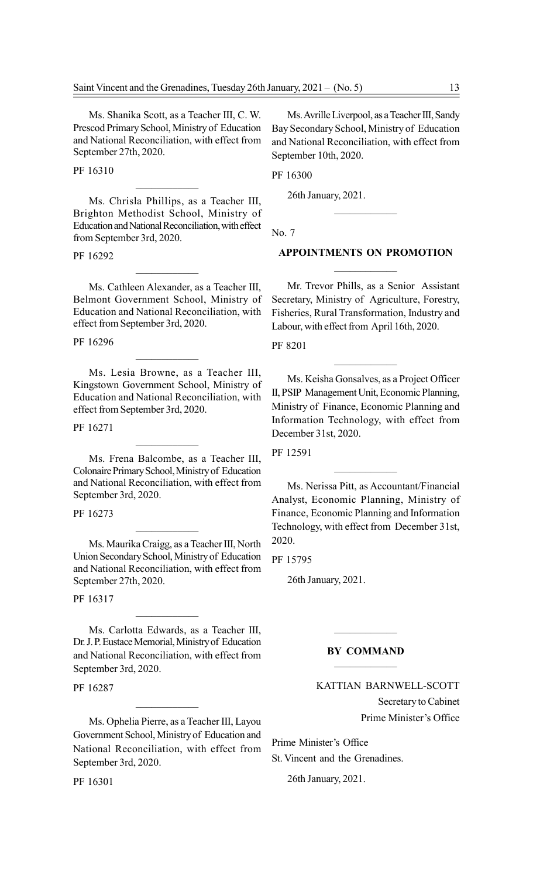Ms. Shanika Scott, as a Teacher III, C. W. Prescod Primary School, Ministry of Education and National Reconciliation, with effect from September 27th, 2020.

PF 16310

---

Ms. Chrisla Phillips, as a Teacher III, Brighton Methodist School, Ministry of Education and National Reconciliation, with effect from September 3rd, 2020.

PF 16292

---

Ms. Cathleen Alexander, as a Teacher III, Belmont Government School, Ministry of Education and National Reconciliation, with effect from September 3rd, 2020.

PF 16296

---

Ms. Lesia Browne, as a Teacher III, Kingstown Government School, Ministry of Education and National Reconciliation, with effect from September 3rd, 2020.

PF 16271

---

Ms. Frena Balcombe, as a Teacher III, Colonaire Primary School, Ministry of Education and National Reconciliation, with effect from September 3rd, 2020.

PF 16273

---

Ms. Maurika Craigg, as a Teacher III, North Union Secondary School, Ministry of Education and National Reconciliation, with effect from September 27th, 2020.

PF 16317

---

Ms. Carlotta Edwards, as a Teacher III, Dr. J. P. Eustace Memorial, Ministry of Education and National Reconciliation, with effect from September 3rd, 2020.

PF 16287

---

Ms. Ophelia Pierre, as a Teacher III, Layou Government School, Ministry of Education and National Reconciliation, with effect from September 3rd, 2020.

PF 16301

---

Ms. Avrille Liverpool, as a Teacher III, Sandy Bay Secondary School, Ministry of Education and National Reconciliation, with effect from September 10th, 2020.

PF 16300

26th January, 2021.

---

No. 7

**APPOINTMENTS ON PROMOTION**

---

Mr. Trevor Phills, as a Senior Assistant Secretary, Ministry of Agriculture, Forestry, Fisheries, Rural Transformation, Industry and Labour, with effect from April 16th, 2020.

PF 8201

---

Ms. Keisha Gonsalves, as a Project Officer II, PSIP Management Unit, Economic Planning, Ministry of Finance, Economic Planning and Information Technology, with effect from December 31st, 2020.

PF 12591

---

Ms. Nerissa Pitt, as Accountant/Financial Analyst, Economic Planning, Ministry of Finance, Economic Planning and Information Technology, with effect from December 31st, 2020.

PF 15795

26th January, 2021.

---

**BY COMMAND**

---

KATTIAN BARNWELL-SCOTT
Secretary to Cabinet
Prime Minister's Office

Prime Minister's Office
St. Vincent and the Grenadines.

26th January, 2021.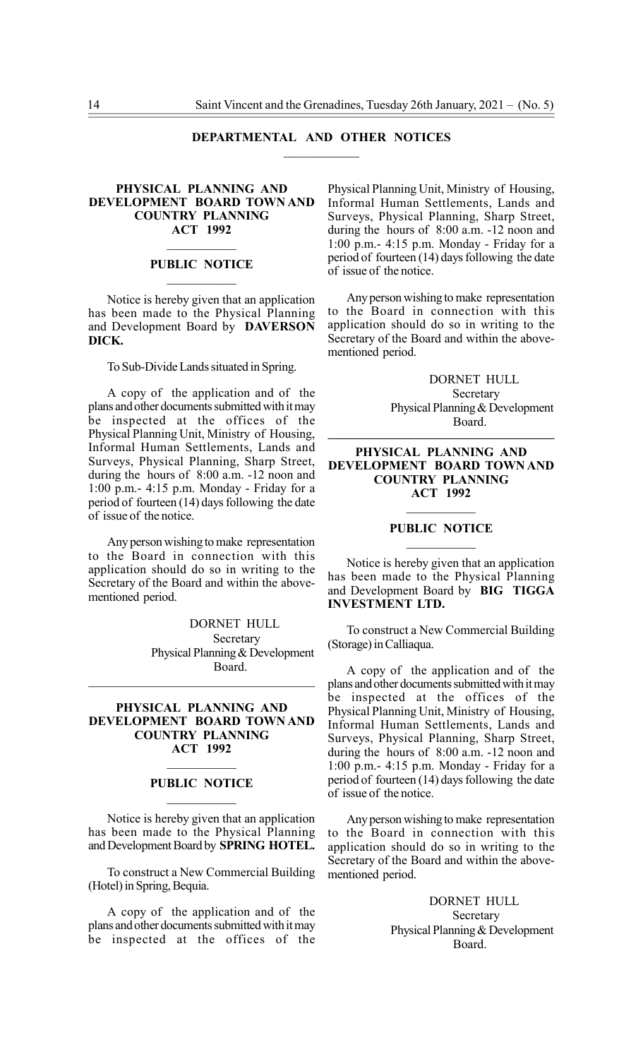## DEPARTMENTAL AND OTHER NOTICES

---

### PHYSICAL PLANNING AND DEVELOPMENT BOARD TOWN AND COUNTRY PLANNING ACT 1992

---

### PUBLIC NOTICE

---

Notice is hereby given that an application has been made to the Physical Planning and Development Board by **DAVERSON DICK.**

To Sub-Divide Lands situated in Spring.

A copy of the application and of the plans and other documents submitted with it may be inspected at the offices of the Physical Planning Unit, Ministry of Housing, Informal Human Settlements, Lands and Surveys, Physical Planning, Sharp Street, during the hours of 8:00 a.m. -12 noon and 1:00 p.m.- 4:15 p.m. Monday - Friday for a period of fourteen (14) days following the date of issue of the notice.

Any person wishing to make representation to the Board in connection with this application should do so in writing to the Secretary of the Board and within the above-mentioned period.

DORNET HULL
Secretary
Physical Planning & Development Board.

---

### PHYSICAL PLANNING AND DEVELOPMENT BOARD TOWN AND COUNTRY PLANNING ACT 1992

---

### PUBLIC NOTICE

---

Notice is hereby given that an application has been made to the Physical Planning and Development Board by **SPRING HOTEL.**

To construct a New Commercial Building (Hotel) in Spring, Bequia.

A copy of the application and of the plans and other documents submitted with it may be inspected at the offices of the Physical Planning Unit, Ministry of Housing, Informal Human Settlements, Lands and Surveys, Physical Planning, Sharp Street, during the hours of 8:00 a.m. -12 noon and 1:00 p.m.- 4:15 p.m. Monday - Friday for a period of fourteen (14) days following the date of issue of the notice.

Any person wishing to make representation to the Board in connection with this application should do so in writing to the Secretary of the Board and within the above-mentioned period.

DORNET HULL
Secretary
Physical Planning & Development Board.

---

### PHYSICAL PLANNING AND DEVELOPMENT BOARD TOWN AND COUNTRY PLANNING ACT 1992

---

### PUBLIC NOTICE

---

Notice is hereby given that an application has been made to the Physical Planning and Development Board by **BIG TIGGA INVESTMENT LTD.**

To construct a New Commercial Building (Storage) in Calliaqua.

A copy of the application and of the plans and other documents submitted with it may be inspected at the offices of the Physical Planning Unit, Ministry of Housing, Informal Human Settlements, Lands and Surveys, Physical Planning, Sharp Street, during the hours of 8:00 a.m. -12 noon and 1:00 p.m.- 4:15 p.m. Monday - Friday for a period of fourteen (14) days following the date of issue of the notice.

Any person wishing to make representation to the Board in connection with this application should do so in writing to the Secretary of the Board and within the above-mentioned period.

DORNET HULL
Secretary
Physical Planning & Development Board.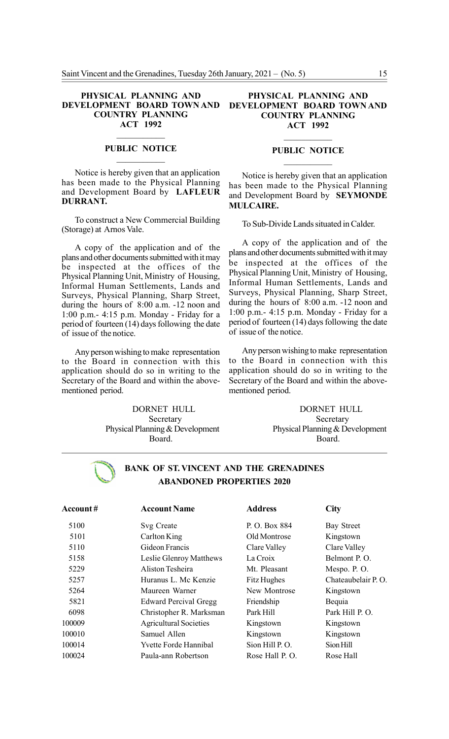## PHYSICAL PLANNING AND DEVELOPMENT BOARD TOWN AND COUNTRY PLANNING ACT 1992

### PUBLIC NOTICE

Notice is hereby given that an application has been made to the Physical Planning and Development Board by **LAFLEUR DURRANT.**

To construct a New Commercial Building (Storage) at Arnos Vale.

A copy of the application and of the plans and other documents submitted with it may be inspected at the offices of the Physical Planning Unit, Ministry of Housing, Informal Human Settlements, Lands and Surveys, Physical Planning, Sharp Street, during the hours of 8:00 a.m. -12 noon and 1:00 p.m.- 4:15 p.m. Monday - Friday for a period of fourteen (14) days following the date of issue of the notice.

Any person wishing to make representation to the Board in connection with this application should do so in writing to the Secretary of the Board and within the above-mentioned period.

DORNET HULL
Secretary
Physical Planning & Development Board.

## PHYSICAL PLANNING AND DEVELOPMENT BOARD TOWN AND COUNTRY PLANNING ACT 1992

### PUBLIC NOTICE

Notice is hereby given that an application has been made to the Physical Planning and Development Board by **SEYMONDE MULCAIRE.**

To Sub-Divide Lands situated in Calder.

A copy of the application and of the plans and other documents submitted with it may be inspected at the offices of the Physical Planning Unit, Ministry of Housing, Informal Human Settlements, Lands and Surveys, Physical Planning, Sharp Street, during the hours of 8:00 a.m. -12 noon and 1:00 p.m.- 4:15 p.m. Monday - Friday for a period of fourteen (14) days following the date of issue of the notice.

Any person wishing to make representation to the Board in connection with this application should do so in writing to the Secretary of the Board and within the above-mentioned period.

DORNET HULL
Secretary
Physical Planning & Development Board.

## BANK OF ST. VINCENT AND THE GRENADINES ABANDONED PROPERTIES 2020

| Account # | Account Name | Address | City |
|---|---|---|---|
| 5100 | Svg Create | P. O. Box 884 | Bay Street |
| 5101 | Carlton King | Old Montrose | Kingstown |
| 5110 | Gideon Francis | Clare Valley | Clare Valley |
| 5158 | Leslie Glenroy Matthews | La Croix | Belmont P. O. |
| 5229 | Aliston Tesheira | Mt. Pleasant | Mespo. P. O. |
| 5257 | Huranus L. Mc Kenzie | Fitz Hughes | Chateaubelair P. O. |
| 5264 | Maureen Warner | New Montrose | Kingstown |
| 5821 | Edward Percival Gregg | Friendship | Bequia |
| 6098 | Christopher R. Marksman | Park Hill | Park Hill P. O. |
| 100009 | Agricultural Societies | Kingstown | Kingstown |
| 100010 | Samuel Allen | Kingstown | Kingstown |
| 100014 | Yvette Forde Hannibal | Sion Hill P. O. | Sion Hill |
| 100024 | Paula-ann Robertson | Rose Hall P. O. | Rose Hall |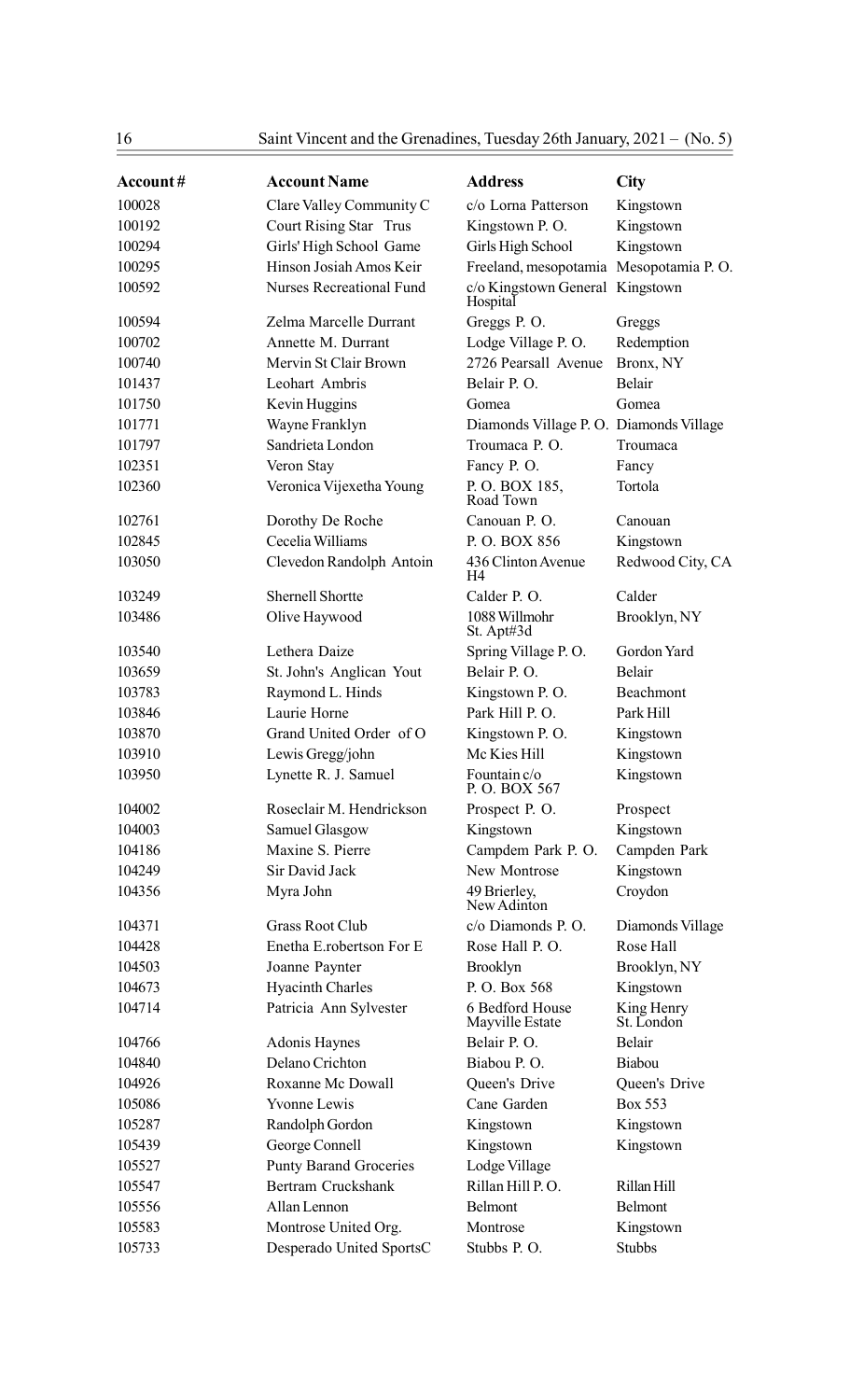| Account# | Account Name | Address | City |
|---|---|---|---|
| 100028 | Clare Valley Community C | c/o Lorna Patterson | Kingstown |
| 100192 | Court Rising Star Trus | Kingstown P. O. | Kingstown |
| 100294 | Girls' High School Game | Girls High School | Kingstown |
| 100295 | Hinson Josiah Amos Keir | Freeland, mesopotamia | Mesopotamia P. O. |
| 100592 | Nurses Recreational Fund | c/o Kingstown General Hospital | Kingstown |
| 100594 | Zelma Marcelle Durrant | Greggs P. O. | Greggs |
| 100702 | Annette M. Durrant | Lodge Village P. O. | Redemption |
| 100740 | Mervin St Clair Brown | 2726 Pearsall Avenue | Bronx, NY |
| 101437 | Leohart Ambris | Belair P. O. | Belair |
| 101750 | Kevin Huggins | Gomea | Gomea |
| 101771 | Wayne Franklyn | Diamonds Village P. O. | Diamonds Village |
| 101797 | Sandrieta London | Troumaca P. O. | Troumaca |
| 102351 | Veron Stay | Fancy P. O. | Fancy |
| 102360 | Veronica Vijexetha Young | P. O. BOX 185, Road Town | Tortola |
| 102761 | Dorothy De Roche | Canouan P. O. | Canouan |
| 102845 | Cecelia Williams | P. O. BOX 856 | Kingstown |
| 103050 | Clevedon Randolph Antoin | 436 Clinton Avenue H4 | Redwood City, CA |
| 103249 | Shernell Shortte | Calder P. O. | Calder |
| 103486 | Olive Haywood | 1088 Willmohr St. Apt#3d | Brooklyn, NY |
| 103540 | Lethera Daize | Spring Village P. O. | Gordon Yard |
| 103659 | St. John's Anglican Yout | Belair P. O. | Belair |
| 103783 | Raymond L. Hinds | Kingstown P. O. | Beachmont |
| 103846 | Laurie Horne | Park Hill P. O. | Park Hill |
| 103870 | Grand United Order of O | Kingstown P. O. | Kingstown |
| 103910 | Lewis Gregg/john | Mc Kies Hill | Kingstown |
| 103950 | Lynette R. J. Samuel | Fountain c/o P. O. BOX 567 | Kingstown |
| 104002 | Roseclair M. Hendrickson | Prospect P. O. | Prospect |
| 104003 | Samuel Glasgow | Kingstown | Kingstown |
| 104186 | Maxine S. Pierre | Campdem Park P. O. | Campden Park |
| 104249 | Sir David Jack | New Montrose | Kingstown |
| 104356 | Myra John | 49 Brierley, New Adinton | Croydon |
| 104371 | Grass Root Club | c/o Diamonds P. O. | Diamonds Village |
| 104428 | Enetha E.robertson For E | Rose Hall P. O. | Rose Hall |
| 104503 | Joanne Paynter | Brooklyn | Brooklyn, NY |
| 104673 | Hyacinth Charles | P. O. Box 568 | Kingstown |
| 104714 | Patricia Ann Sylvester | 6 Bedford House Mayville Estate | King Henry St. London |
| 104766 | Adonis Haynes | Belair P. O. | Belair |
| 104840 | Delano Crichton | Biabou P. O. | Biabou |
| 104926 | Roxanne Mc Dowall | Queen's Drive | Queen's Drive |
| 105086 | Yvonne Lewis | Cane Garden | Box 553 |
| 105287 | Randolph Gordon | Kingstown | Kingstown |
| 105439 | George Connell | Kingstown | Kingstown |
| 105527 | Punty Barand Groceries | Lodge Village | |
| 105547 | Bertram Cruckshank | Rillan Hill P. O. | Rillan Hill |
| 105556 | Allan Lennon | Belmont | Belmont |
| 105583 | Montrose United Org. | Montrose | Kingstown |
| 105733 | Desperado United SportsC | Stubbs P. O. | Stubbs |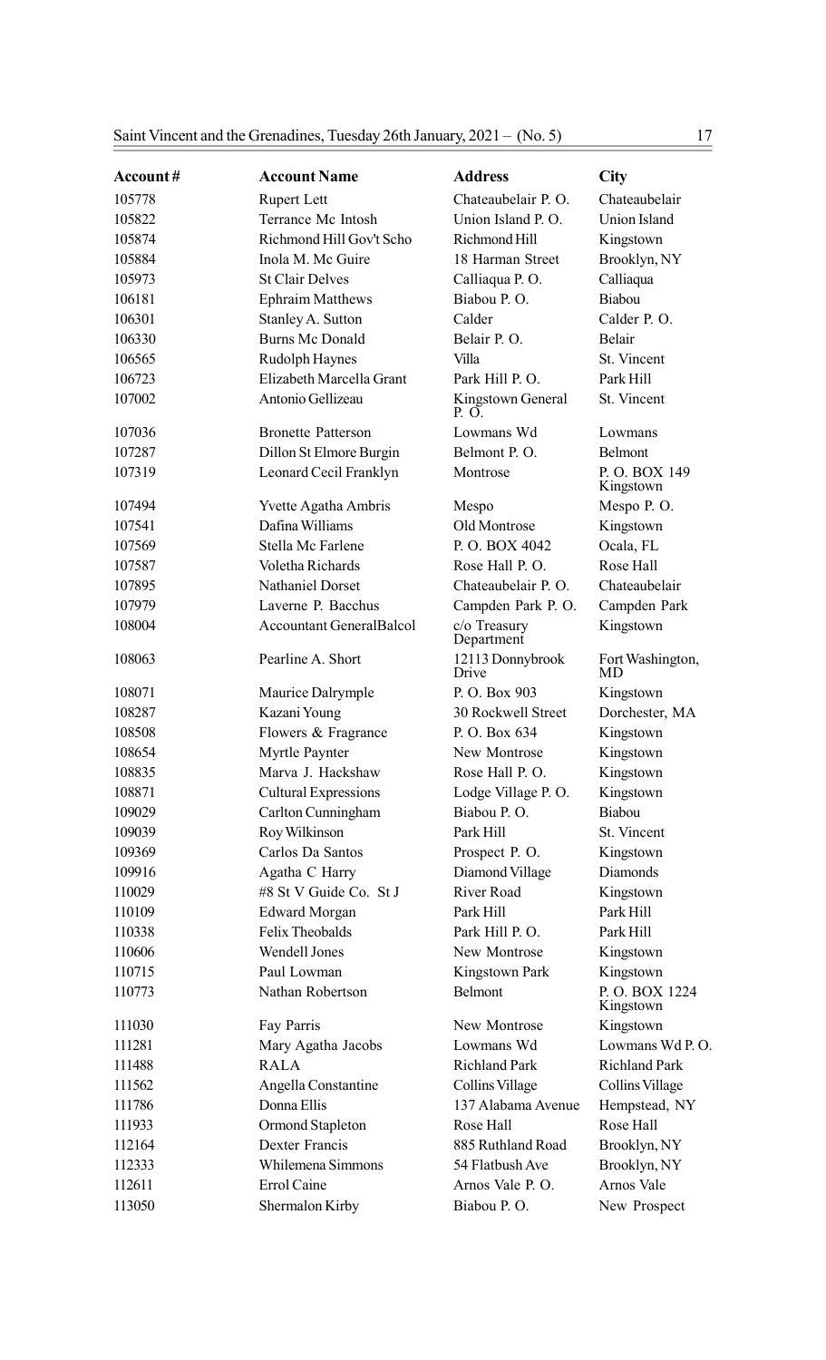| Account # | Account Name | Address | City |
|---|---|---|---|
| 105778 | Rupert Lett | Chateaubelair P. O. | Chateaubelair |
| 105822 | Terrance Mc Intosh | Union Island P. O. | Union Island |
| 105874 | Richmond Hill Gov't Scho | Richmond Hill | Kingstown |
| 105884 | Inola M. Mc Guire | 18 Harman Street | Brooklyn, NY |
| 105973 | St Clair Delves | Calliaqua P. O. | Calliaqua |
| 106181 | Ephraim Matthews | Biabou P. O. | Biabou |
| 106301 | Stanley A. Sutton | Calder | Calder P. O. |
| 106330 | Burns Mc Donald | Belair P. O. | Belair |
| 106565 | Rudolph Haynes | Villa | St. Vincent |
| 106723 | Elizabeth Marcella Grant | Park Hill P. O. | Park Hill |
| 107002 | Antonio Gellizeau | Kingstown General P. O. | St. Vincent |
| 107036 | Bronette Patterson | Lowmans Wd | Lowmans |
| 107287 | Dillon St Elmore Burgin | Belmont P. O. | Belmont |
| 107319 | Leonard Cecil Franklyn | Montrose | P. O. BOX 149 Kingstown |
| 107494 | Yvette Agatha Ambris | Mespo | Mespo P. O. |
| 107541 | Dafina Williams | Old Montrose | Kingstown |
| 107569 | Stella Mc Farlene | P. O. BOX 4042 | Ocala, FL |
| 107587 | Voletha Richards | Rose Hall P. O. | Rose Hall |
| 107895 | Nathaniel Dorset | Chateaubelair P. O. | Chateaubelair |
| 107979 | Laverne P. Bacchus | Campden Park P. O. | Campden Park |
| 108004 | Accountant GeneralBalcol | c/o Treasury Department | Kingstown |
| 108063 | Pearline A. Short | 12113 Donnybrook Drive | Fort Washington, MD |
| 108071 | Maurice Dalrymple | P. O. Box 903 | Kingstown |
| 108287 | Kazani Young | 30 Rockwell Street | Dorchester, MA |
| 108508 | Flowers & Fragrance | P. O. Box 634 | Kingstown |
| 108654 | Myrtle Paynter | New Montrose | Kingstown |
| 108835 | Marva J. Hackshaw | Rose Hall P. O. | Kingstown |
| 108871 | Cultural Expressions | Lodge Village P. O. | Kingstown |
| 109029 | Carlton Cunningham | Biabou P. O. | Biabou |
| 109039 | Roy Wilkinson | Park Hill | St. Vincent |
| 109369 | Carlos Da Santos | Prospect P. O. | Kingstown |
| 109916 | Agatha C Harry | Diamond Village | Diamonds |
| 110029 | #8 St V Guide Co. St J | River Road | Kingstown |
| 110109 | Edward Morgan | Park Hill | Park Hill |
| 110338 | Felix Theobalds | Park Hill P. O. | Park Hill |
| 110606 | Wendell Jones | New Montrose | Kingstown |
| 110715 | Paul Lowman | Kingstown Park | Kingstown |
| 110773 | Nathan Robertson | Belmont | P. O. BOX 1224 Kingstown |
| 111030 | Fay Parris | New Montrose | Kingstown |
| 111281 | Mary Agatha Jacobs | Lowmans Wd | Lowmans Wd P. O. |
| 111488 | RALA | Richland Park | Richland Park |
| 111562 | Angella Constantine | Collins Village | Collins Village |
| 111786 | Donna Ellis | 137 Alabama Avenue | Hempstead, NY |
| 111933 | Ormond Stapleton | Rose Hall | Rose Hall |
| 112164 | Dexter Francis | 885 Ruthland Road | Brooklyn, NY |
| 112333 | Whilemena Simmons | 54 Flatbush Ave | Brooklyn, NY |
| 112611 | Errol Caine | Arnos Vale P. O. | Arnos Vale |
| 113050 | Shermalon Kirby | Biabou P. O. | New Prospect |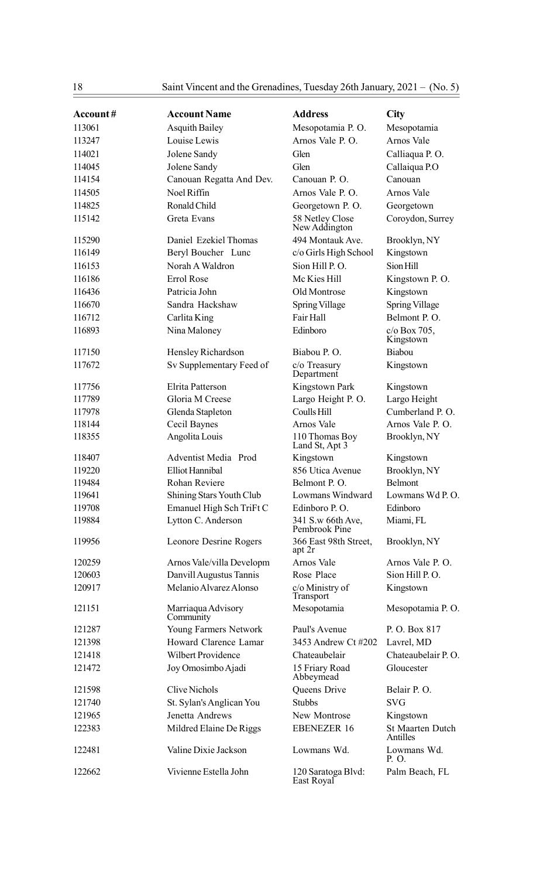| Account# | Account Name | Address | City |
|---|---|---|---|
| 113061 | Asquith Bailey | Mesopotamia P. O. | Mesopotamia |
| 113247 | Louise Lewis | Arnos Vale P. O. | Arnos Vale |
| 114021 | Jolene Sandy | Glen | Calliaqua P. O. |
| 114045 | Jolene Sandy | Glen | Callaiqua P.O |
| 114154 | Canouan Regatta And Dev. | Canouan P. O. | Canouan |
| 114505 | Noel Riffin | Arnos Vale P. O. | Arnos Vale |
| 114825 | Ronald Child | Georgetown P. O. | Georgetown |
| 115142 | Greta Evans | 58 Netley Close New Addington | Coroydon, Surrey |
| 115290 | Daniel Ezekiel Thomas | 494 Montauk Ave. | Brooklyn, NY |
| 116149 | Beryl Boucher Lunc | c/o Girls High School | Kingstown |
| 116153 | Norah A Waldron | Sion Hill P. O. | Sion Hill |
| 116186 | Errol Rose | Mc Kies Hill | Kingstown P. O. |
| 116436 | Patricia John | Old Montrose | Kingstown |
| 116670 | Sandra Hackshaw | Spring Village | Spring Village |
| 116712 | Carlita King | Fair Hall | Belmont P. O. |
| 116893 | Nina Maloney | Edinboro | c/o Box 705, Kingstown |
| 117150 | Hensley Richardson | Biabou P. O. | Biabou |
| 117672 | Sv Supplementary Feed of | c/o Treasury Department | Kingstown |
| 117756 | Elrita Patterson | Kingstown Park | Kingstown |
| 117789 | Gloria M Creese | Largo Height P. O. | Largo Height |
| 117978 | Glenda Stapleton | Coulls Hill | Cumberland P. O. |
| 118144 | Cecil Baynes | Arnos Vale | Arnos Vale P. O. |
| 118355 | Angolita Louis | 110 Thomas Boy Land St, Apt 3 | Brooklyn, NY |
| 118407 | Adventist Media Prod | Kingstown | Kingstown |
| 119220 | Elliot Hannibal | 856 Utica Avenue | Brooklyn, NY |
| 119484 | Rohan Reviere | Belmont P. O. | Belmont |
| 119641 | Shining Stars Youth Club | Lowmans Windward | Lowmans Wd P. O. |
| 119708 | Emanuel High Sch TriFt C | Edinboro P. O. | Edinboro |
| 119884 | Lytton C. Anderson | 341 S.w 66th Ave, Pembrook Pine | Miami, FL |
| 119956 | Leonore Desrine Rogers | 366 East 98th Street, apt 2r | Brooklyn, NY |
| 120259 | Arnos Vale/villa Developm | Arnos Vale | Arnos Vale P. O. |
| 120603 | Danvill Augustus Tannis | Rose Place | Sion Hill P. O. |
| 120917 | Melanio Alvarez Alonso | c/o Ministry of Transport | Kingstown |
| 121151 | Marriaqua Advisory Community | Mesopotamia | Mesopotamia P. O. |
| 121287 | Young Farmers Network | Paul's Avenue | P. O. Box 817 |
| 121398 | Howard Clarence Lamar | 3453 Andrew Ct #202 | Lavrel, MD |
| 121418 | Wilbert Providence | Chateaubelair | Chateaubelair P. O. |
| 121472 | Joy Omosimbo Ajadi | 15 Friary Road Abbeymead | Gloucester |
| 121598 | Clive Nichols | Queens Drive | Belair P. O. |
| 121740 | St. Sylan's Anglican You | Stubbs | SVG |
| 121965 | Jenetta Andrews | New Montrose | Kingstown |
| 122383 | Mildred Elaine De Riggs | EBENEZER 16 | St Maarten Dutch Antilles |
| 122481 | Valine Dixie Jackson | Lowmans Wd. | Lowmans Wd. P. O. |
| 122662 | Vivienne Estella John | 120 Saratoga Blvd: East Royal | Palm Beach, FL |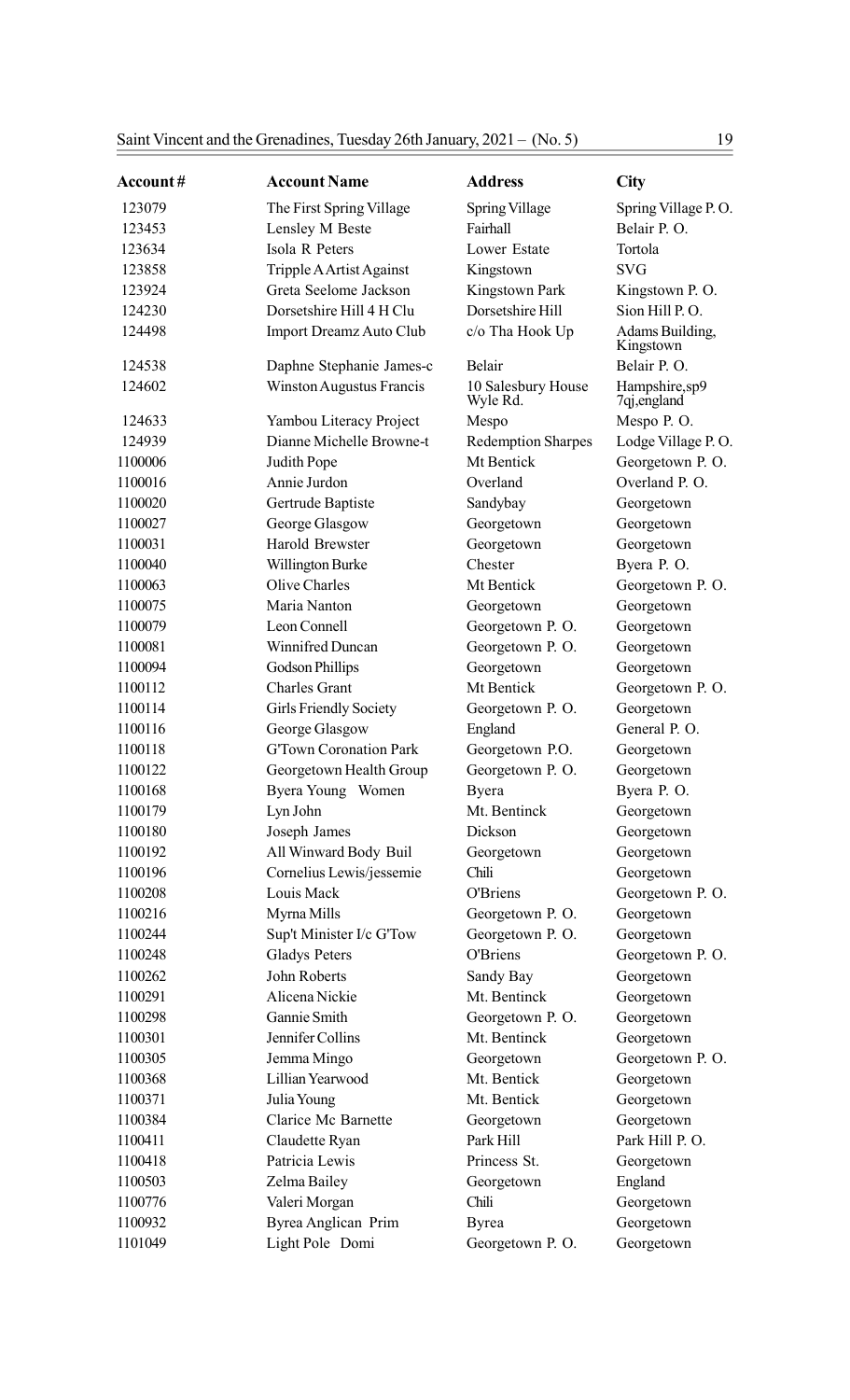| Account # | Account Name | Address | City |
|---|---|---|---|
| 123079 | The First Spring Village | Spring Village | Spring Village P. O. |
| 123453 | Lensley M Beste | Fairhall | Belair P. O. |
| 123634 | Isola R Peters | Lower Estate | Tortola |
| 123858 | Tripple A Artist Against | Kingstown | SVG |
| 123924 | Greta Seelome Jackson | Kingstown Park | Kingstown P. O. |
| 124230 | Dorsetshire Hill 4 H Clu | Dorsetshire Hill | Sion Hill P. O. |
| 124498 | Import Dreamz Auto Club | c/o Tha Hook Up | Adams Building, Kingstown |
| 124538 | Daphne Stephanie James-c | Belair | Belair P. O. |
| 124602 | Winston Augustus Francis | 10 Salesbury House Wyle Rd. | Hampshire,sp9 7qj,england |
| 124633 | Yambou Literacy Project | Mespo | Mespo P. O. |
| 124939 | Dianne Michelle Browne-t | Redemption Sharpes | Lodge Village P. O. |
| 1100006 | Judith Pope | Mt Bentick | Georgetown P. O. |
| 1100016 | Annie Jurdon | Overland | Overland P. O. |
| 1100020 | Gertrude Baptiste | Sandybay | Georgetown |
| 1100027 | George Glasgow | Georgetown | Georgetown |
| 1100031 | Harold Brewster | Georgetown | Georgetown |
| 1100040 | Willington Burke | Chester | Byera P. O. |
| 1100063 | Olive Charles | Mt Bentick | Georgetown P. O. |
| 1100075 | Maria Nanton | Georgetown | Georgetown |
| 1100079 | Leon Connell | Georgetown P. O. | Georgetown |
| 1100081 | Winnifred Duncan | Georgetown P. O. | Georgetown |
| 1100094 | Godson Phillips | Georgetown | Georgetown |
| 1100112 | Charles Grant | Mt Bentick | Georgetown P. O. |
| 1100114 | Girls Friendly Society | Georgetown P. O. | Georgetown |
| 1100116 | George Glasgow | England | General P. O. |
| 1100118 | G'Town Coronation Park | Georgetown P.O. | Georgetown |
| 1100122 | Georgetown Health Group | Georgetown P. O. | Georgetown |
| 1100168 | Byera Young Women | Byera | Byera P. O. |
| 1100179 | Lyn John | Mt. Bentinck | Georgetown |
| 1100180 | Joseph James | Dickson | Georgetown |
| 1100192 | All Winward Body Buil | Georgetown | Georgetown |
| 1100196 | Cornelius Lewis/jessemie | Chili | Georgetown |
| 1100208 | Louis Mack | O'Briens | Georgetown P. O. |
| 1100216 | Myrna Mills | Georgetown P. O. | Georgetown |
| 1100244 | Sup't Minister I/c G'Tow | Georgetown P. O. | Georgetown |
| 1100248 | Gladys Peters | O'Briens | Georgetown P. O. |
| 1100262 | John Roberts | Sandy Bay | Georgetown |
| 1100291 | Alicena Nickie | Mt. Bentinck | Georgetown |
| 1100298 | Gannie Smith | Georgetown P. O. | Georgetown |
| 1100301 | Jennifer Collins | Mt. Bentinck | Georgetown |
| 1100305 | Jemma Mingo | Georgetown | Georgetown P. O. |
| 1100368 | Lillian Yearwood | Mt. Bentick | Georgetown |
| 1100371 | Julia Young | Mt. Bentick | Georgetown |
| 1100384 | Clarice Mc Barnette | Georgetown | Georgetown |
| 1100411 | Claudette Ryan | Park Hill | Park Hill P. O. |
| 1100418 | Patricia Lewis | Princess St. | Georgetown |
| 1100503 | Zelma Bailey | Georgetown | England |
| 1100776 | Valeri Morgan | Chili | Georgetown |
| 1100932 | Byrea Anglican Prim | Byrea | Georgetown |
| 1101049 | Light Pole Domi | Georgetown P. O. | Georgetown |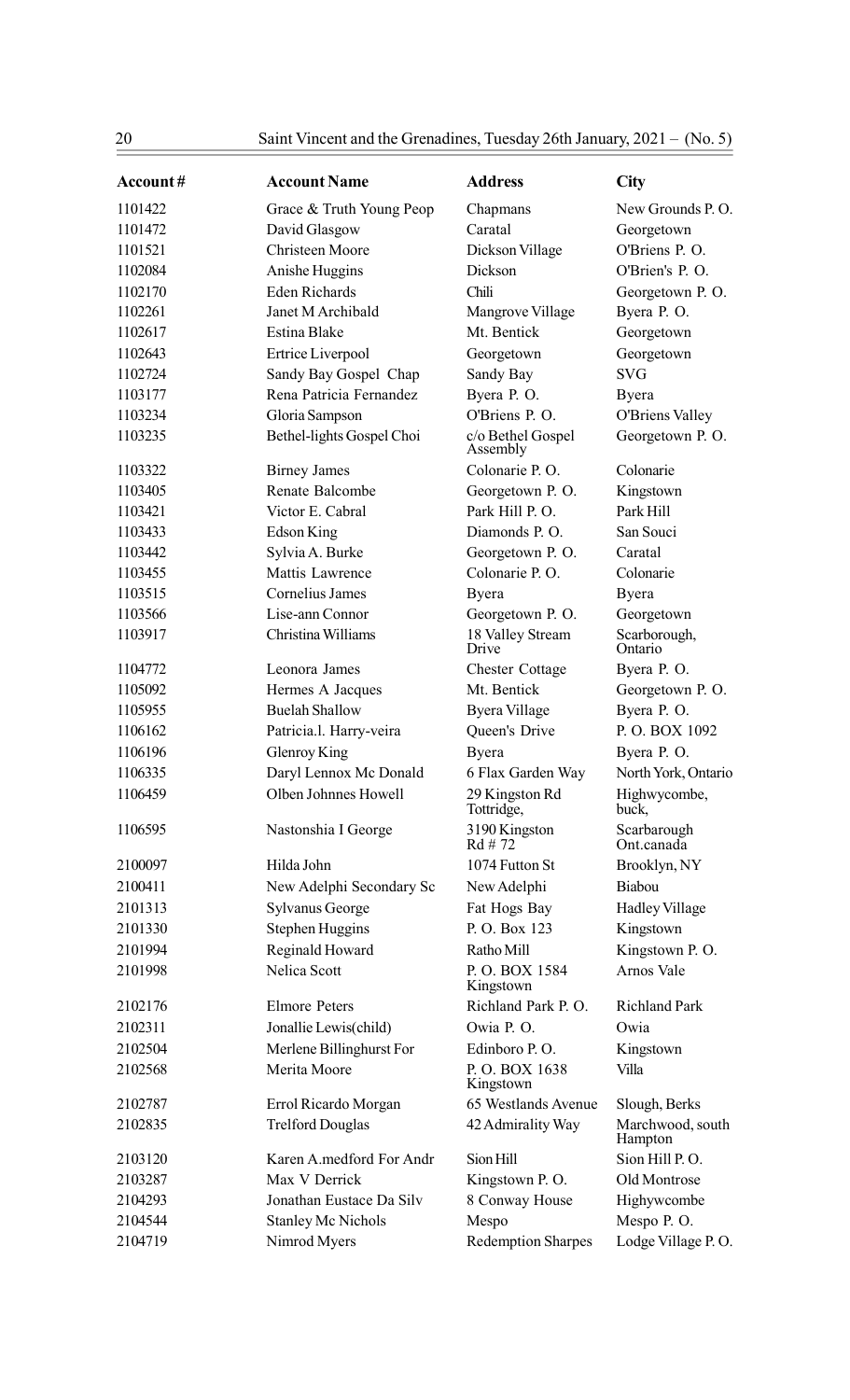| Account# | Account Name | Address | City |
|---|---|---|---|
| 1101422 | Grace & Truth Young Peop | Chapmans | New Grounds P. O. |
| 1101472 | David Glasgow | Caratal | Georgetown |
| 1101521 | Christeen Moore | Dickson Village | O'Briens P. O. |
| 1102084 | Anishe Huggins | Dickson | O'Brien's P. O. |
| 1102170 | Eden Richards | Chili | Georgetown P. O. |
| 1102261 | Janet M Archibald | Mangrove Village | Byera P. O. |
| 1102617 | Estina Blake | Mt. Bentick | Georgetown |
| 1102643 | Ertrice Liverpool | Georgetown | Georgetown |
| 1102724 | Sandy Bay Gospel Chap | Sandy Bay | SVG |
| 1103177 | Rena Patricia Fernandez | Byera P. O. | Byera |
| 1103234 | Gloria Sampson | O'Briens P. O. | O'Briens Valley |
| 1103235 | Bethel-lights Gospel Choi | c/o Bethel Gospel Assembly | Georgetown P. O. |
| 1103322 | Birney James | Colonarie P. O. | Colonarie |
| 1103405 | Renate Balcombe | Georgetown P. O. | Kingstown |
| 1103421 | Victor E. Cabral | Park Hill P. O. | Park Hill |
| 1103433 | Edson King | Diamonds P. O. | San Souci |
| 1103442 | Sylvia A. Burke | Georgetown P. O. | Caratal |
| 1103455 | Mattis Lawrence | Colonarie P. O. | Colonarie |
| 1103515 | Cornelius James | Byera | Byera |
| 1103566 | Lise-ann Connor | Georgetown P. O. | Georgetown |
| 1103917 | Christina Williams | 18 Valley Stream Drive | Scarborough, Ontario |
| 1104772 | Leonora James | Chester Cottage | Byera P. O. |
| 1105092 | Hermes A Jacques | Mt. Bentick | Georgetown P. O. |
| 1105955 | Buelah Shallow | Byera Village | Byera P. O. |
| 1106162 | Patricia.l. Harry-veira | Queen's Drive | P. O. BOX 1092 |
| 1106196 | Glenroy King | Byera | Byera P. O. |
| 1106335 | Daryl Lennox Mc Donald | 6 Flax Garden Way | North York, Ontario |
| 1106459 | Olben Johnnes Howell | 29 Kingston Rd Tottridge, | Highwycombe, buck, |
| 1106595 | Nastonshia I George | 3190 Kingston Rd # 72 | Scarbarough Ont.canada |
| 2100097 | Hilda John | 1074 Futton St | Brooklyn, NY |
| 2100411 | New Adelphi Secondary Sc | New Adelphi | Biabou |
| 2101313 | Sylvanus George | Fat Hogs Bay | Hadley Village |
| 2101330 | Stephen Huggins | P. O. Box 123 | Kingstown |
| 2101994 | Reginald Howard | Ratho Mill | Kingstown P. O. |
| 2101998 | Nelica Scott | P. O. BOX 1584 Kingstown | Arnos Vale |
| 2102176 | Elmore Peters | Richland Park P. O. | Richland Park |
| 2102311 | Jonallie Lewis(child) | Owia P. O. | Owia |
| 2102504 | Merlene Billinghurst For | Edinboro P. O. | Kingstown |
| 2102568 | Merita Moore | P. O. BOX 1638 Kingstown | Villa |
| 2102787 | Errol Ricardo Morgan | 65 Westlands Avenue | Slough, Berks |
| 2102835 | Trelford Douglas | 42 Admirality Way | Marchwood, south Hampton |
| 2103120 | Karen A.medford For Andr | Sion Hill | Sion Hill P. O. |
| 2103287 | Max V Derrick | Kingstown P. O. | Old Montrose |
| 2104293 | Jonathan Eustace Da Silv | 8 Conway House | Highywcombe |
| 2104544 | Stanley Mc Nichols | Mespo | Mespo P. O. |
| 2104719 | Nimrod Myers | Redemption Sharpes | Lodge Village P. O. |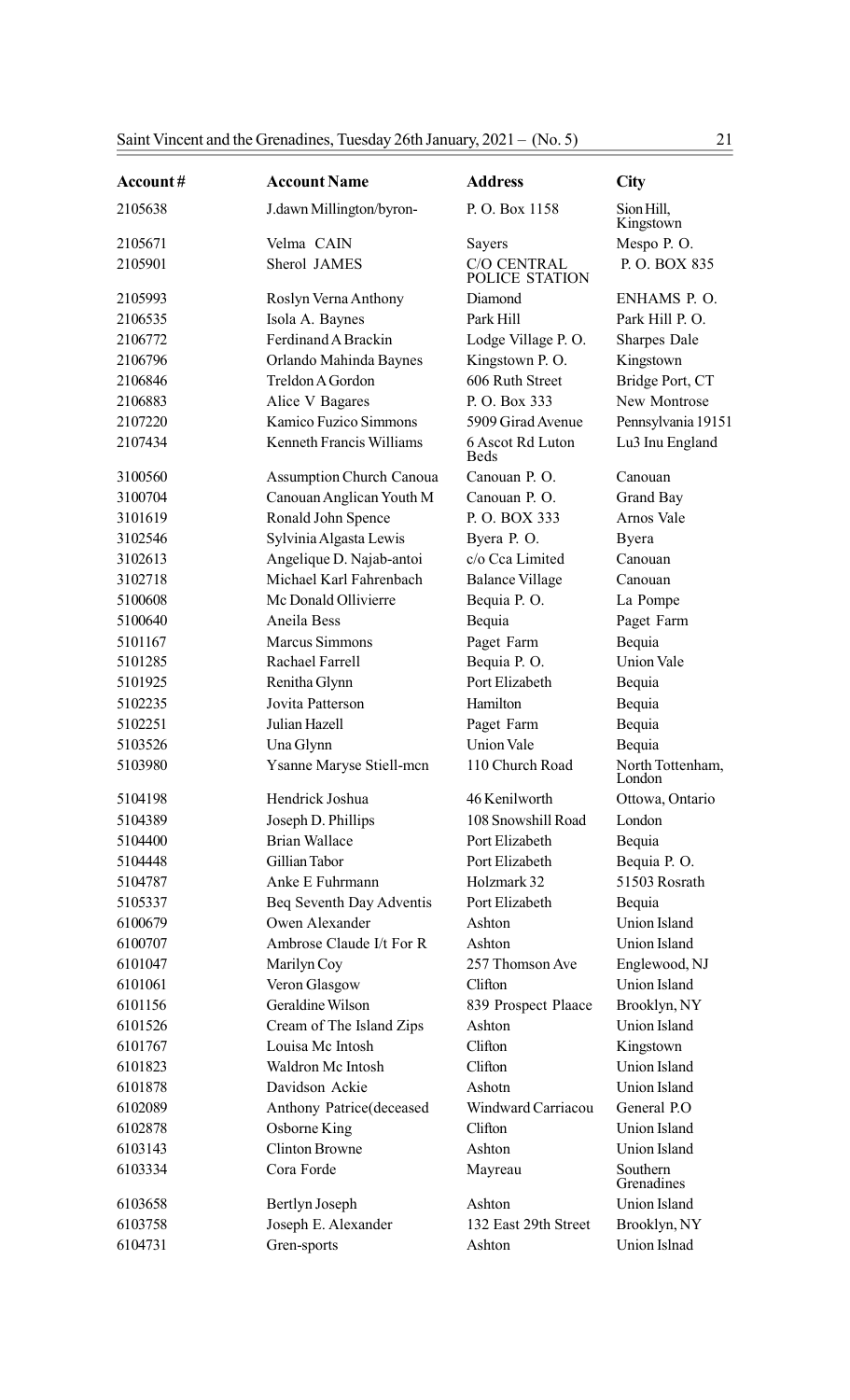| Account# | Account Name | Address | City |
|---|---|---|---|
| 2105638 | J.dawn Millington/byron- | P. O. Box 1158 | Sion Hill, Kingstown |
| 2105671 | Velma CAIN | Sayers | Mespo P. O. |
| 2105901 | Sherol JAMES | C/O CENTRAL POLICE STATION | P. O. BOX 835 |
| 2105993 | Roslyn Verna Anthony | Diamond | ENHAMS P. O. |
| 2106535 | Isola A. Baynes | Park Hill | Park Hill P. O. |
| 2106772 | Ferdinand A Brackin | Lodge Village P. O. | Sharpes Dale |
| 2106796 | Orlando Mahinda Baynes | Kingstown P. O. | Kingstown |
| 2106846 | Treldon A Gordon | 606 Ruth Street | Bridge Port, CT |
| 2106883 | Alice V Bagares | P. O. Box 333 | New Montrose |
| 2107220 | Kamico Fuzico Simmons | 5909 Girad Avenue | Pennsylvania 19151 |
| 2107434 | Kenneth Francis Williams | 6 Ascot Rd Luton Beds | Lu3 Inu England |
| 3100560 | Assumption Church Canoua | Canouan P. O. | Canouan |
| 3100704 | Canouan Anglican Youth M | Canouan P. O. | Grand Bay |
| 3101619 | Ronald John Spence | P. O. BOX 333 | Arnos Vale |
| 3102546 | Sylvinia Algasta Lewis | Byera P. O. | Byera |
| 3102613 | Angelique D. Najab-antoi | c/o Cca Limited | Canouan |
| 3102718 | Michael Karl Fahrenbach | Balance Village | Canouan |
| 5100608 | Mc Donald Ollivierre | Bequia P. O. | La Pompe |
| 5100640 | Aneila Bess | Bequia | Paget Farm |
| 5101167 | Marcus Simmons | Paget Farm | Bequia |
| 5101285 | Rachael Farrell | Bequia P. O. | Union Vale |
| 5101925 | Renitha Glynn | Port Elizabeth | Bequia |
| 5102235 | Jovita Patterson | Hamilton | Bequia |
| 5102251 | Julian Hazell | Paget Farm | Bequia |
| 5103526 | Una Glynn | Union Vale | Bequia |
| 5103980 | Ysanne Maryse Stiell-mcn | 110 Church Road | North Tottenham, London |
| 5104198 | Hendrick Joshua | 46 Kenilworth | Ottowa, Ontario |
| 5104389 | Joseph D. Phillips | 108 Snowshill Road | London |
| 5104400 | Brian Wallace | Port Elizabeth | Bequia |
| 5104448 | Gillian Tabor | Port Elizabeth | Bequia P. O. |
| 5104787 | Anke E Fuhrmann | Holzmark 32 | 51503 Rosrath |
| 5105337 | Beq Seventh Day Adventis | Port Elizabeth | Bequia |
| 6100679 | Owen Alexander | Ashton | Union Island |
| 6100707 | Ambrose Claude I/t For R | Ashton | Union Island |
| 6101047 | Marilyn Coy | 257 Thomson Ave | Englewood, NJ |
| 6101061 | Veron Glasgow | Clifton | Union Island |
| 6101156 | Geraldine Wilson | 839 Prospect Plaace | Brooklyn, NY |
| 6101526 | Cream of The Island Zips | Ashton | Union Island |
| 6101767 | Louisa Mc Intosh | Clifton | Kingstown |
| 6101823 | Waldron Mc Intosh | Clifton | Union Island |
| 6101878 | Davidson Ackie | Ashotn | Union Island |
| 6102089 | Anthony Patrice(deceased | Windward Carriacou | General P.O |
| 6102878 | Osborne King | Clifton | Union Island |
| 6103143 | Clinton Browne | Ashton | Union Island |
| 6103334 | Cora Forde | Mayreau | Southern Grenadines |
| 6103658 | Bertlyn Joseph | Ashton | Union Island |
| 6103758 | Joseph E. Alexander | 132 East 29th Street | Brooklyn, NY |
| 6104731 | Gren-sports | Ashton | Union Islnad |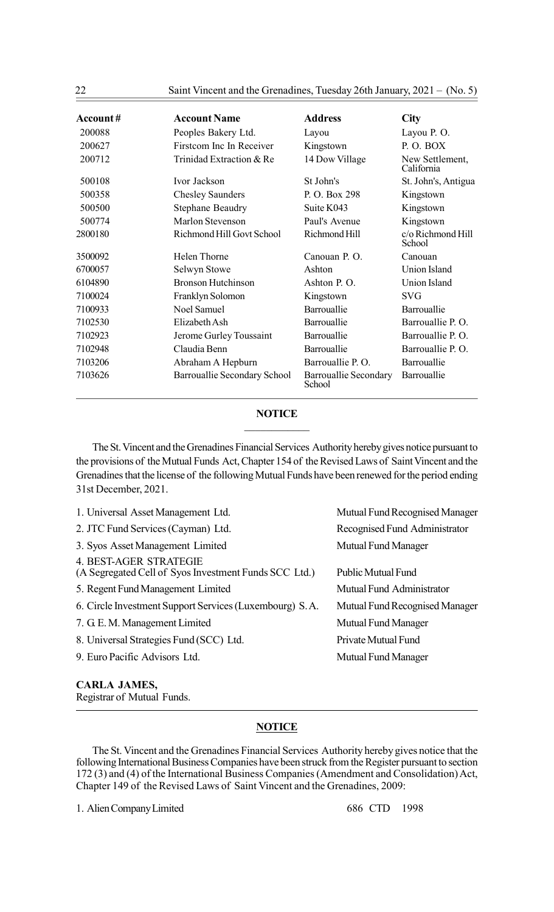| Account# | Account Name | Address | City |
|---|---|---|---|
| 200088 | Peoples Bakery Ltd. | Layou | Layou P. O. |
| 200627 | Firstcom Inc In Receiver | Kingstown | P. O. BOX |
| 200712 | Trinidad Extraction & Re | 14 Dow Village | New Settlement, California |
| 500108 | Ivor Jackson | St John's | St. John's, Antigua |
| 500358 | Chesley Saunders | P. O. Box 298 | Kingstown |
| 500500 | Stephane Beaudry | Suite K043 | Kingstown |
| 500774 | Marlon Stevenson | Paul's Avenue | Kingstown |
| 2800180 | Richmond Hill Govt School | Richmond Hill | c/o Richmond Hill School |
| 3500092 | Helen Thorne | Canouan P. O. | Canouan |
| 6700057 | Selwyn Stowe | Ashton | Union Island |
| 6104890 | Bronson Hutchinson | Ashton P. O. | Union Island |
| 7100024 | Franklyn Solomon | Kingstown | SVG |
| 7100933 | Noel Samuel | Barrouallie | Barrouallie |
| 7102530 | Elizabeth Ash | Barrouallie | Barrouallie P. O. |
| 7102923 | Jerome Gurley Toussaint | Barrouallie | Barrouallie P. O. |
| 7102948 | Claudia Benn | Barrouallie | Barrouallie P. O. |
| 7103206 | Abraham A Hepburn | Barrouallie P. O. | Barrouallie |
| 7103626 | Barrouallie Secondary School | Barrouallie Secondary School | Barrouallie |

## NOTICE

The St. Vincent and the Grenadines Financial Services Authority hereby gives notice pursuant to the provisions of the Mutual Funds Act, Chapter 154 of the Revised Laws of Saint Vincent and the Grenadines that the license of the following Mutual Funds have been renewed for the period ending 31st December, 2021.

| | |
|---|---|
| 1. Universal Asset Management Ltd. | Mutual Fund Recognised Manager |
| 2. JTC Fund Services (Cayman) Ltd. | Recognised Fund Administrator |
| 3. Syos Asset Management Limited | Mutual Fund Manager |
| 4. BEST-AGER STRATEGIE (A Segregated Cell of Syos Investment Funds SCC Ltd.) | Public Mutual Fund |
| 5. Regent Fund Management Limited | Mutual Fund Administrator |
| 6. Circle Investment Support Services (Luxembourg) S. A. | Mutual Fund Recognised Manager |
| 7. G. E. M. Management Limited | Mutual Fund Manager |
| 8. Universal Strategies Fund (SCC) Ltd. | Private Mutual Fund |
| 9. Euro Pacific Advisors Ltd. | Mutual Fund Manager |

**CARLA JAMES,**
Registrar of Mutual Funds.

## NOTICE

The St. Vincent and the Grenadines Financial Services Authority hereby gives notice that the following International Business Companies have been struck from the Register pursuant to section 172 (3) and (4) of the International Business Companies (Amendment and Consolidation) Act, Chapter 149 of the Revised Laws of Saint Vincent and the Grenadines, 2009:

1. Alien Company Limited 686 CTD 1998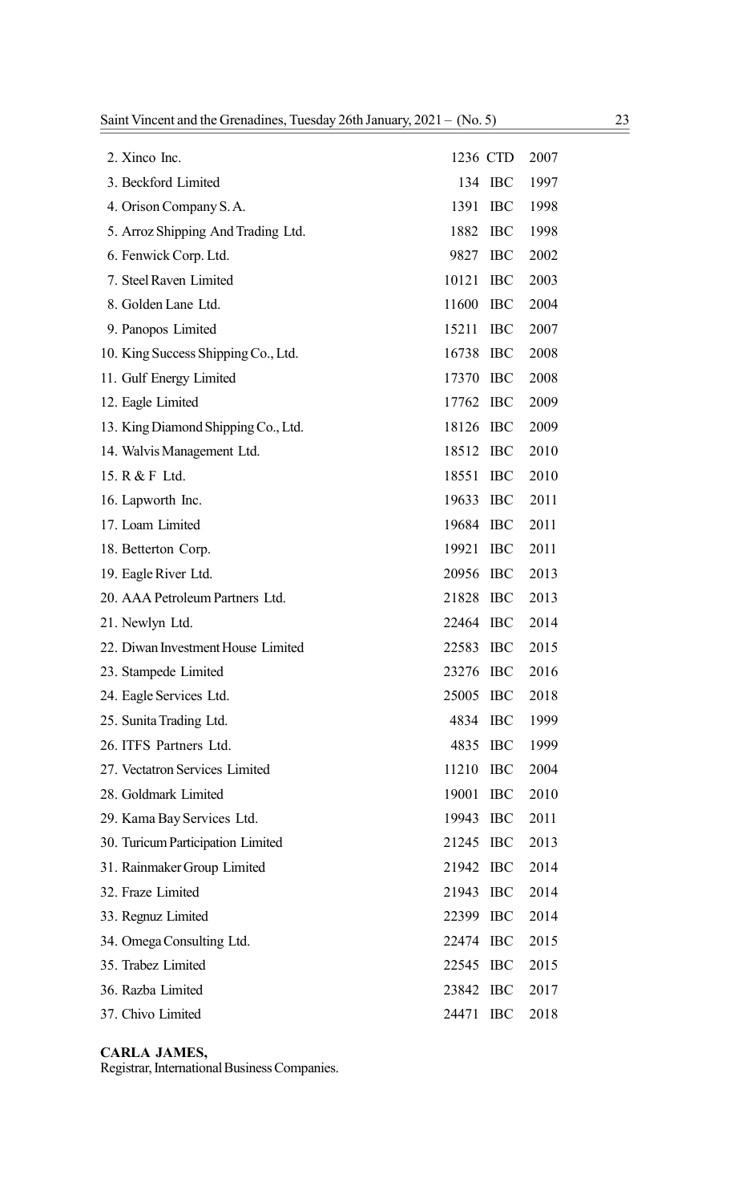| | | | |
|---|---|---|---|
| 2. Xinco Inc. | 1236 | CTD | 2007 |
| 3. Beckford Limited | 134 | IBC | 1997 |
| 4. Orison Company S. A. | 1391 | IBC | 1998 |
| 5. Arroz Shipping And Trading Ltd. | 1882 | IBC | 1998 |
| 6. Fenwick Corp. Ltd. | 9827 | IBC | 2002 |
| 7. Steel Raven Limited | 10121 | IBC | 2003 |
| 8. Golden Lane Ltd. | 11600 | IBC | 2004 |
| 9. Panopos Limited | 15211 | IBC | 2007 |
| 10. King Success Shipping Co., Ltd. | 16738 | IBC | 2008 |
| 11. Gulf Energy Limited | 17370 | IBC | 2008 |
| 12. Eagle Limited | 17762 | IBC | 2009 |
| 13. King Diamond Shipping Co., Ltd. | 18126 | IBC | 2009 |
| 14. Walvis Management Ltd. | 18512 | IBC | 2010 |
| 15. R & F Ltd. | 18551 | IBC | 2010 |
| 16. Lapworth Inc. | 19633 | IBC | 2011 |
| 17. Loam Limited | 19684 | IBC | 2011 |
| 18. Betterton Corp. | 19921 | IBC | 2011 |
| 19. Eagle River Ltd. | 20956 | IBC | 2013 |
| 20. AAA Petroleum Partners Ltd. | 21828 | IBC | 2013 |
| 21. Newlyn Ltd. | 22464 | IBC | 2014 |
| 22. Diwan Investment House Limited | 22583 | IBC | 2015 |
| 23. Stampede Limited | 23276 | IBC | 2016 |
| 24. Eagle Services Ltd. | 25005 | IBC | 2018 |
| 25. Sunita Trading Ltd. | 4834 | IBC | 1999 |
| 26. ITFS Partners Ltd. | 4835 | IBC | 1999 |
| 27. Vectatron Services Limited | 11210 | IBC | 2004 |
| 28. Goldmark Limited | 19001 | IBC | 2010 |
| 29. Kama Bay Services Ltd. | 19943 | IBC | 2011 |
| 30. Turicum Participation Limited | 21245 | IBC | 2013 |
| 31. Rainmaker Group Limited | 21942 | IBC | 2014 |
| 32. Fraze Limited | 21943 | IBC | 2014 |
| 33. Regnuz Limited | 22399 | IBC | 2014 |
| 34. Omega Consulting Ltd. | 22474 | IBC | 2015 |
| 35. Trabez Limited | 22545 | IBC | 2015 |
| 36. Razba Limited | 23842 | IBC | 2017 |
| 37. Chivo Limited | 24471 | IBC | 2018 |

**CARLA JAMES,**
Registrar, International Business Companies.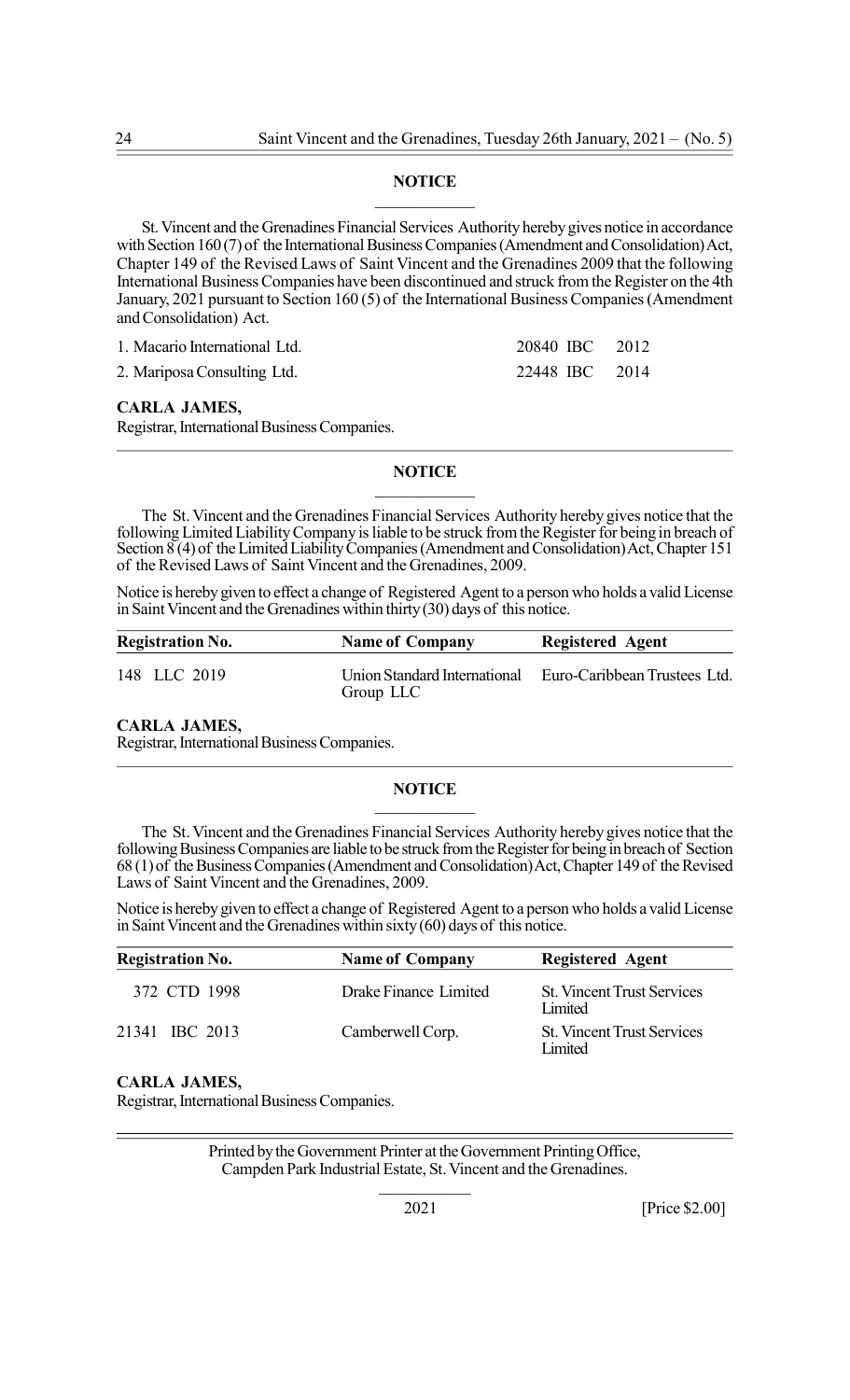## NOTICE

St. Vincent and the Grenadines Financial Services Authority hereby gives notice in accordance with Section 160 (7) of the International Business Companies (Amendment and Consolidation) Act, Chapter 149 of the Revised Laws of Saint Vincent and the Grenadines 2009 that the following International Business Companies have been discontinued and struck from the Register on the 4th January, 2021 pursuant to Section 160 (5) of the International Business Companies (Amendment and Consolidation) Act.

| | |
|---|---|
| 1. Macario International Ltd. | 20840 IBC 2012 |
| 2. Mariposa Consulting Ltd. | 22448 IBC 2014 |

**CARLA JAMES,**
Registrar, International Business Companies.

## NOTICE

The St. Vincent and the Grenadines Financial Services Authority hereby gives notice that the following Limited Liability Company is liable to be struck from the Register for being in breach of Section 8 (4) of the Limited Liability Companies (Amendment and Consolidation) Act, Chapter 151 of the Revised Laws of Saint Vincent and the Grenadines, 2009.

Notice is hereby given to effect a change of Registered Agent to a person who holds a valid License in Saint Vincent and the Grenadines within thirty (30) days of this notice.

| Registration No. | Name of Company | Registered Agent |
|---|---|---|
| 148 LLC 2019 | Union Standard International Group LLC | Euro-Caribbean Trustees Ltd. |

**CARLA JAMES,**
Registrar, International Business Companies.

## NOTICE

The St. Vincent and the Grenadines Financial Services Authority hereby gives notice that the following Business Companies are liable to be struck from the Register for being in breach of Section 68 (1) of the Business Companies (Amendment and Consolidation) Act, Chapter 149 of the Revised Laws of Saint Vincent and the Grenadines, 2009.

Notice is hereby given to effect a change of Registered Agent to a person who holds a valid License in Saint Vincent and the Grenadines within sixty (60) days of this notice.

| Registration No. | Name of Company | Registered Agent |
|---|---|---|
| 372 CTD 1998 | Drake Finance Limited | St. Vincent Trust Services Limited |
| 21341 IBC 2013 | Camberwell Corp. | St. Vincent Trust Services Limited |

**CARLA JAMES,**
Registrar, International Business Companies.

Printed by the Government Printer at the Government Printing Office, Campden Park Industrial Estate, St. Vincent and the Grenadines.

2021 [Price $2.00]